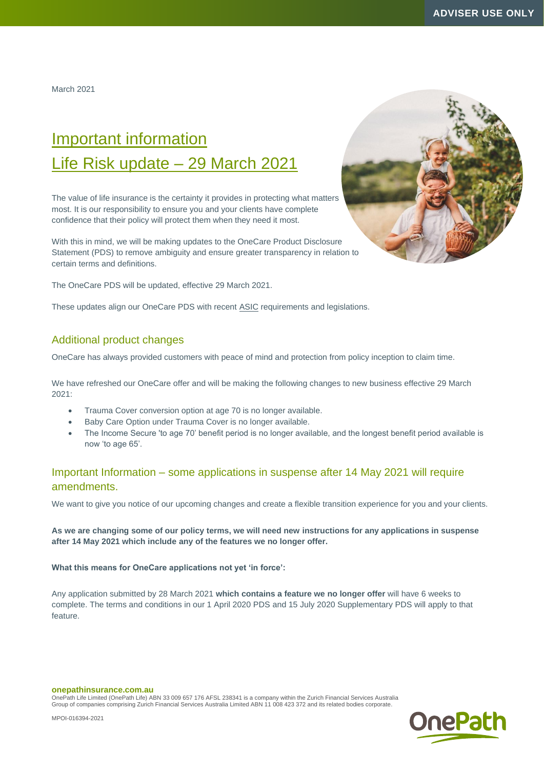ADVISER USE ONLY

March 2021

# Important information
# Life Risk update – 29 March 2021

The value of life insurance is the certainty it provides in protecting what matters most. It is our responsibility to ensure you and your clients have complete confidence that their policy will protect them when they need it most.

With this in mind, we will be making updates to the OneCare Product Disclosure Statement (PDS) to remove ambiguity and ensure greater transparency in relation to certain terms and definitions.

The OneCare PDS will be updated, effective 29 March 2021.

These updates align our OneCare PDS with recent ASIC requirements and legislations.

## Additional product changes

OneCare has always provided customers with peace of mind and protection from policy inception to claim time.

We have refreshed our OneCare offer and will be making the following changes to new business effective 29 March 2021:

- Trauma Cover conversion option at age 70 is no longer available.
- Baby Care Option under Trauma Cover is no longer available.
- The Income Secure 'to age 70' benefit period is no longer available, and the longest benefit period available is now 'to age 65'.

## Important Information – some applications in suspense after 14 May 2021 will require amendments.

We want to give you notice of our upcoming changes and create a flexible transition experience for you and your clients.

**As we are changing some of our policy terms, we will need new instructions for any applications in suspense after 14 May 2021 which include any of the features we no longer offer.**

**What this means for OneCare applications not yet 'in force':**

Any application submitted by 28 March 2021 **which contains a feature we no longer offer** will have 6 weeks to complete. The terms and conditions in our 1 April 2020 PDS and 15 July 2020 Supplementary PDS will apply to that feature.

**onepathinsurance.com.au**
OnePath Life Limited (OnePath Life) ABN 33 009 657 176 AFSL 238341 is a company within the Zurich Financial Services Australia Group of companies comprising Zurich Financial Services Australia Limited ABN 11 008 423 372 and its related bodies corporate.

MPOI-016394-2021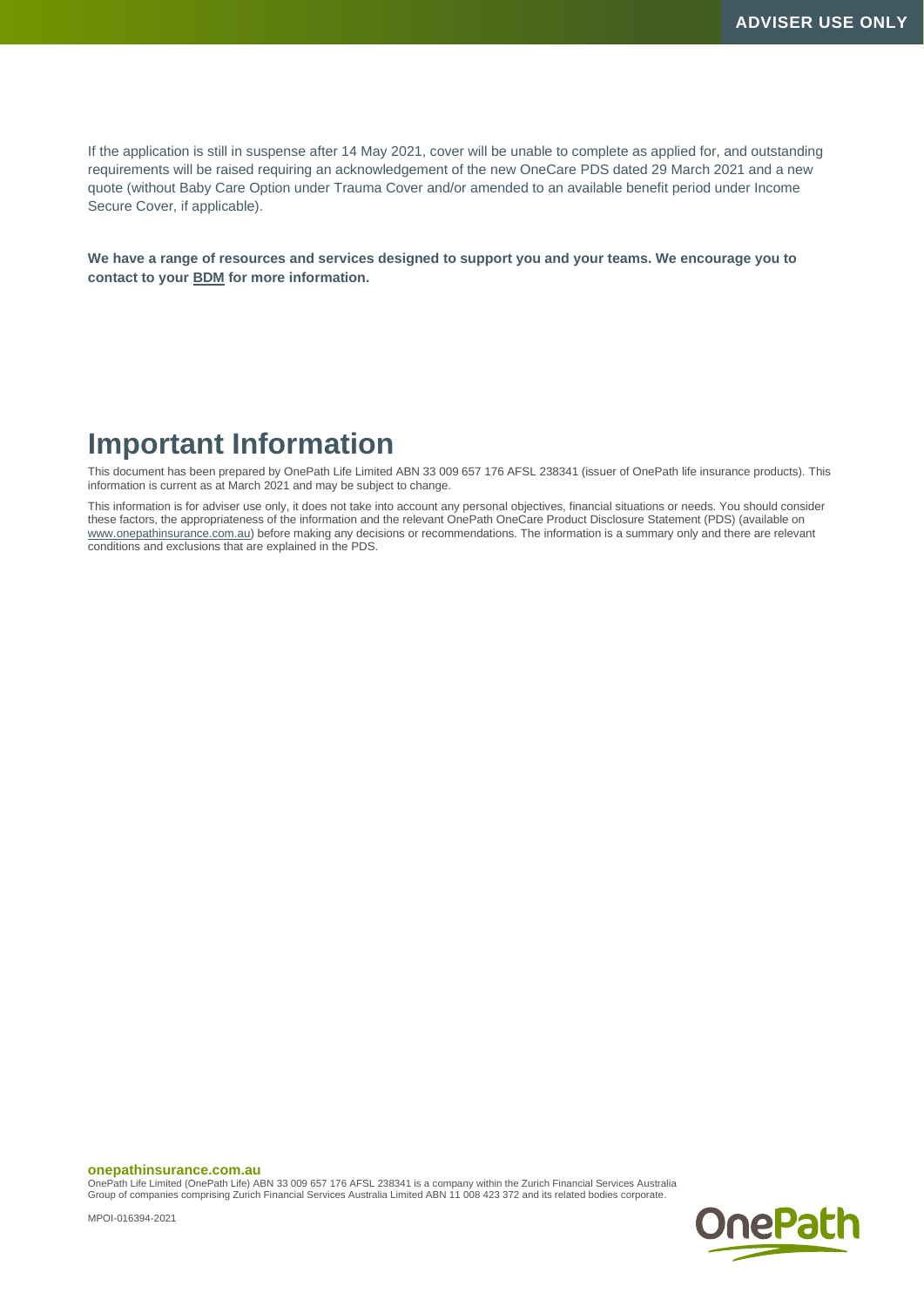If the application is still in suspense after 14 May 2021, cover will be unable to complete as applied for, and outstanding requirements will be raised requiring an acknowledgement of the new OneCare PDS dated 29 March 2021 and a new quote (without Baby Care Option under Trauma Cover and/or amended to an available benefit period under Income Secure Cover, if applicable).

**We have a range of resources and services designed to support you and your teams. We encourage you to contact to your BDM for more information.**

# Important Information

This document has been prepared by OnePath Life Limited ABN 33 009 657 176 AFSL 238341 (issuer of OnePath life insurance products). This information is current as at March 2021 and may be subject to change.

This information is for adviser use only, it does not take into account any personal objectives, financial situations or needs. You should consider these factors, the appropriateness of the information and the relevant OnePath OneCare Product Disclosure Statement (PDS) (available on www.onepathinsurance.com.au) before making any decisions or recommendations. The information is a summary only and there are relevant conditions and exclusions that are explained in the PDS.

**onepathinsurance.com.au**

OnePath Life Limited (OnePath Life) ABN 33 009 657 176 AFSL 238341 is a company within the Zurich Financial Services Australia Group of companies comprising Zurich Financial Services Australia Limited ABN 11 008 423 372 and its related bodies corporate.

MPOI-016394-2021